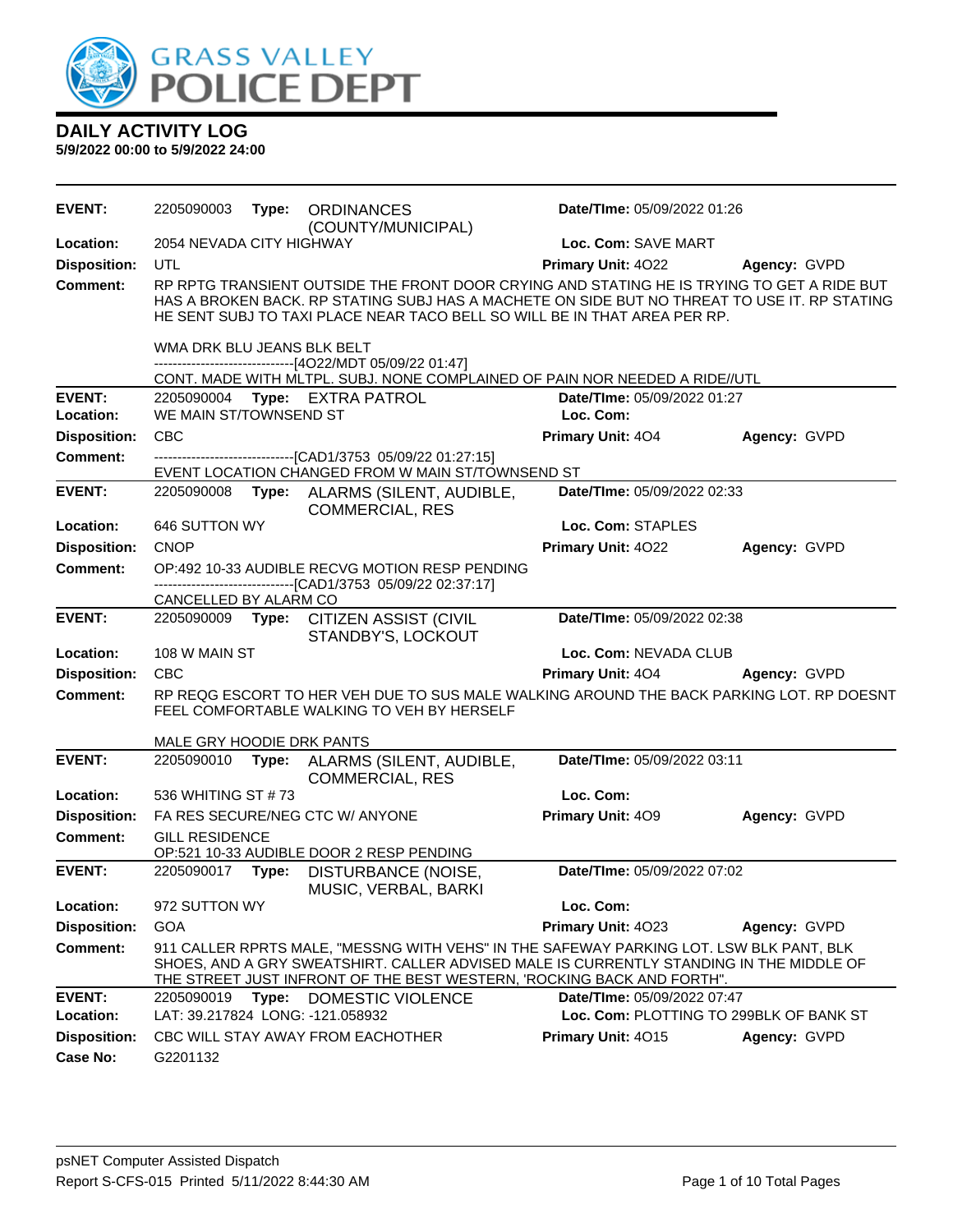# GRASS VALLEY POLICE DEPT

## DAILY ACTIVITY LOG

**5/9/2022 00:00 to 5/9/2022 24:00**

---

**EVENT:** 2205090003 **Type:** ORDINANCES (COUNTY/MUNICIPAL) **Date/TIme:** 05/09/2022 01:26
**Location:** 2054 NEVADA CITY HIGHWAY **Loc. Com:** SAVE MART
**Disposition:** UTL **Primary Unit:** 4O22 **Agency:** GVPD
**Comment:** RP RPTG TRANSIENT OUTSIDE THE FRONT DOOR CRYING AND STATING HE IS TRYING TO GET A RIDE BUT HAS A BROKEN BACK. RP STATING SUBJ HAS A MACHETE ON SIDE BUT NO THREAT TO USE IT. RP STATING HE SENT SUBJ TO TAXI PLACE NEAR TACO BELL SO WILL BE IN THAT AREA PER RP.

WMA DRK BLU JEANS BLK BELT
------------------------------[4O22/MDT 05/09/22 01:47]
CONT. MADE WITH MLTPL. SUBJ. NONE COMPLAINED OF PAIN NOR NEEDED A RIDE//UTL

---

**EVENT:** 2205090004 **Type:** EXTRA PATROL **Date/TIme:** 05/09/2022 01:27
**Location:** WE MAIN ST/TOWNSEND ST **Loc. Com:**
**Disposition:** CBC **Primary Unit:** 4O4 **Agency:** GVPD
**Comment:** ------------------------------[CAD1/3753 05/09/22 01:27:15]
EVENT LOCATION CHANGED FROM W MAIN ST/TOWNSEND ST

---

**EVENT:** 2205090008 **Type:** ALARMS (SILENT, AUDIBLE, COMMERCIAL, RES **Date/TIme:** 05/09/2022 02:33
**Location:** 646 SUTTON WY **Loc. Com:** STAPLES
**Disposition:** CNOP **Primary Unit:** 4O22 **Agency:** GVPD
**Comment:** OP:492 10-33 AUDIBLE RECVG MOTION RESP PENDING
------------------------------[CAD1/3753 05/09/22 02:37:17]
CANCELLED BY ALARM CO

---

**EVENT:** 2205090009 **Type:** CITIZEN ASSIST (CIVIL STANDBY'S, LOCKOUT **Date/TIme:** 05/09/2022 02:38
**Location:** 108 W MAIN ST **Loc. Com:** NEVADA CLUB
**Disposition:** CBC **Primary Unit:** 4O4 **Agency:** GVPD
**Comment:** RP REQG ESCORT TO HER VEH DUE TO SUS MALE WALKING AROUND THE BACK PARKING LOT. RP DOESNT FEEL COMFORTABLE WALKING TO VEH BY HERSELF

MALE GRY HOODIE DRK PANTS

---

**EVENT:** 2205090010 **Type:** ALARMS (SILENT, AUDIBLE, COMMERCIAL, RES **Date/TIme:** 05/09/2022 03:11
**Location:** 536 WHITING ST # 73 **Loc. Com:**
**Disposition:** FA RES SECURE/NEG CTC W/ ANYONE **Primary Unit:** 4O9 **Agency:** GVPD
**Comment:** GILL RESIDENCE
OP:521 10-33 AUDIBLE DOOR 2 RESP PENDING

---

**EVENT:** 2205090017 **Type:** DISTURBANCE (NOISE, MUSIC, VERBAL, BARKI **Date/TIme:** 05/09/2022 07:02
**Location:** 972 SUTTON WY **Loc. Com:**
**Disposition:** GOA **Primary Unit:** 4O23 **Agency:** GVPD
**Comment:** 911 CALLER RPRTS MALE, "MESSNG WITH VEHS" IN THE SAFEWAY PARKING LOT. LSW BLK PANT, BLK SHOES, AND A GRY SWEATSHIRT. CALLER ADVISED MALE IS CURRENTLY STANDING IN THE MIDDLE OF THE STREET JUST INFRONT OF THE BEST WESTERN, 'ROCKING BACK AND FORTH".

---

**EVENT:** 2205090019 **Type:** DOMESTIC VIOLENCE **Date/TIme:** 05/09/2022 07:47
**Location:** LAT: 39.217824 LONG: -121.058932 **Loc. Com:** PLOTTING TO 299BLK OF BANK ST
**Disposition:** CBC WILL STAY AWAY FROM EACHOTHER **Primary Unit:** 4O15 **Agency:** GVPD
**Case No:** G2201132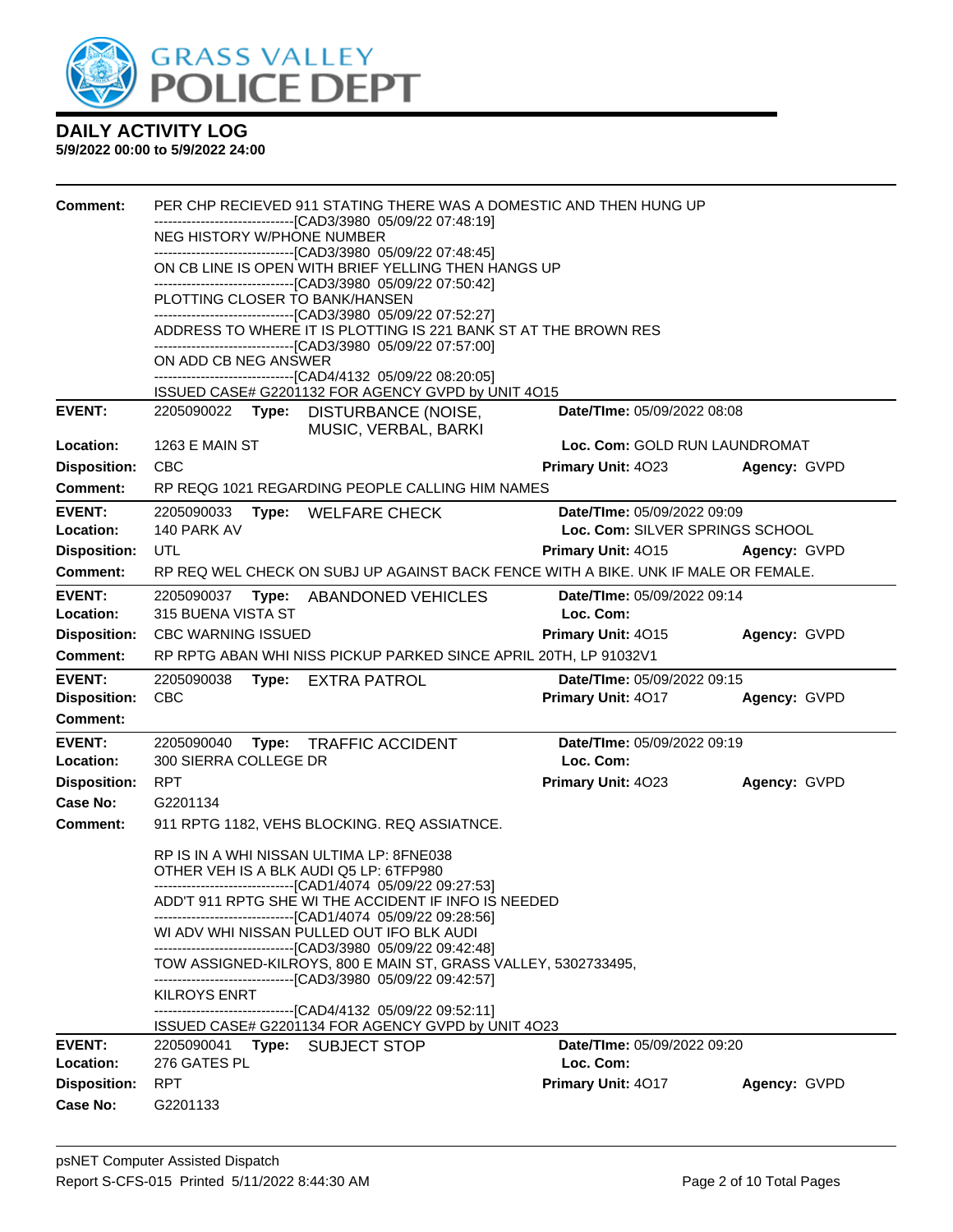**DAILY ACTIVITY LOG**
**5/9/2022 00:00 to 5/9/2022 24:00**

**Comment:** PER CHP RECIEVED 911 STATING THERE WAS A DOMESTIC AND THEN HUNG UP
------------------------------[CAD3/3980 05/09/22 07:48:19]
NEG HISTORY W/PHONE NUMBER
------------------------------[CAD3/3980 05/09/22 07:48:45]
ON CB LINE IS OPEN WITH BRIEF YELLING THEN HANGS UP
------------------------------[CAD3/3980 05/09/22 07:50:42]
PLOTTING CLOSER TO BANK/HANSEN
------------------------------[CAD3/3980 05/09/22 07:52:27]
ADDRESS TO WHERE IT IS PLOTTING IS 221 BANK ST AT THE BROWN RES
------------------------------[CAD3/3980 05/09/22 07:57:00]
ON ADD CB NEG ANSWER
------------------------------[CAD4/4132 05/09/22 08:20:05]
ISSUED CASE# G2201132 FOR AGENCY GVPD by UNIT 4O15

---

**EVENT:** 2205090022 **Type:** DISTURBANCE (NOISE, MUSIC, VERBAL, BARKI **Date/TIme:** 05/09/2022 08:08
**Location:** 1263 E MAIN ST **Loc. Com:** GOLD RUN LAUNDROMAT
**Disposition:** CBC **Primary Unit:** 4O23 **Agency:** GVPD
**Comment:** RP REQG 1021 REGARDING PEOPLE CALLING HIM NAMES

---

**EVENT:** 2205090033 **Type:** WELFARE CHECK **Date/TIme:** 05/09/2022 09:09
**Location:** 140 PARK AV **Loc. Com:** SILVER SPRINGS SCHOOL
**Disposition:** UTL **Primary Unit:** 4O15 **Agency:** GVPD
**Comment:** RP REQ WEL CHECK ON SUBJ UP AGAINST BACK FENCE WITH A BIKE. UNK IF MALE OR FEMALE.

---

**EVENT:** 2205090037 **Type:** ABANDONED VEHICLES **Date/TIme:** 05/09/2022 09:14
**Location:** 315 BUENA VISTA ST **Loc. Com:**
**Disposition:** CBC WARNING ISSUED **Primary Unit:** 4O15 **Agency:** GVPD
**Comment:** RP RPTG ABAN WHI NISS PICKUP PARKED SINCE APRIL 20TH, LP 91032V1

---

**EVENT:** 2205090038 **Type:** EXTRA PATROL **Date/TIme:** 05/09/2022 09:15
**Disposition:** CBC **Primary Unit:** 4O17 **Agency:** GVPD
**Comment:**

---

**EVENT:** 2205090040 **Type:** TRAFFIC ACCIDENT **Date/TIme:** 05/09/2022 09:19
**Location:** 300 SIERRA COLLEGE DR **Loc. Com:**
**Disposition:** RPT **Primary Unit:** 4O23 **Agency:** GVPD
**Case No:** G2201134
**Comment:** 911 RPTG 1182, VEHS BLOCKING. REQ ASSIATNCE.

RP IS IN A WHI NISSAN ULTIMA LP: 8FNE038
OTHER VEH IS A BLK AUDI Q5 LP: 6TFP980
------------------------------[CAD1/4074 05/09/22 09:27:53]
ADD'T 911 RPTG SHE WI THE ACCIDENT IF INFO IS NEEDED
------------------------------[CAD1/4074 05/09/22 09:28:56]
WI ADV WHI NISSAN PULLED OUT IFO BLK AUDI
------------------------------[CAD3/3980 05/09/22 09:42:48]
TOW ASSIGNED-KILROYS, 800 E MAIN ST, GRASS VALLEY, 5302733495,
------------------------------[CAD3/3980 05/09/22 09:42:57]
KILROYS ENRT
------------------------------[CAD4/4132 05/09/22 09:52:11]
ISSUED CASE# G2201134 FOR AGENCY GVPD by UNIT 4O23

---

**EVENT:** 2205090041 **Type:** SUBJECT STOP **Date/TIme:** 05/09/2022 09:20
**Location:** 276 GATES PL **Loc. Com:**
**Disposition:** RPT **Primary Unit:** 4O17 **Agency:** GVPD
**Case No:** G2201133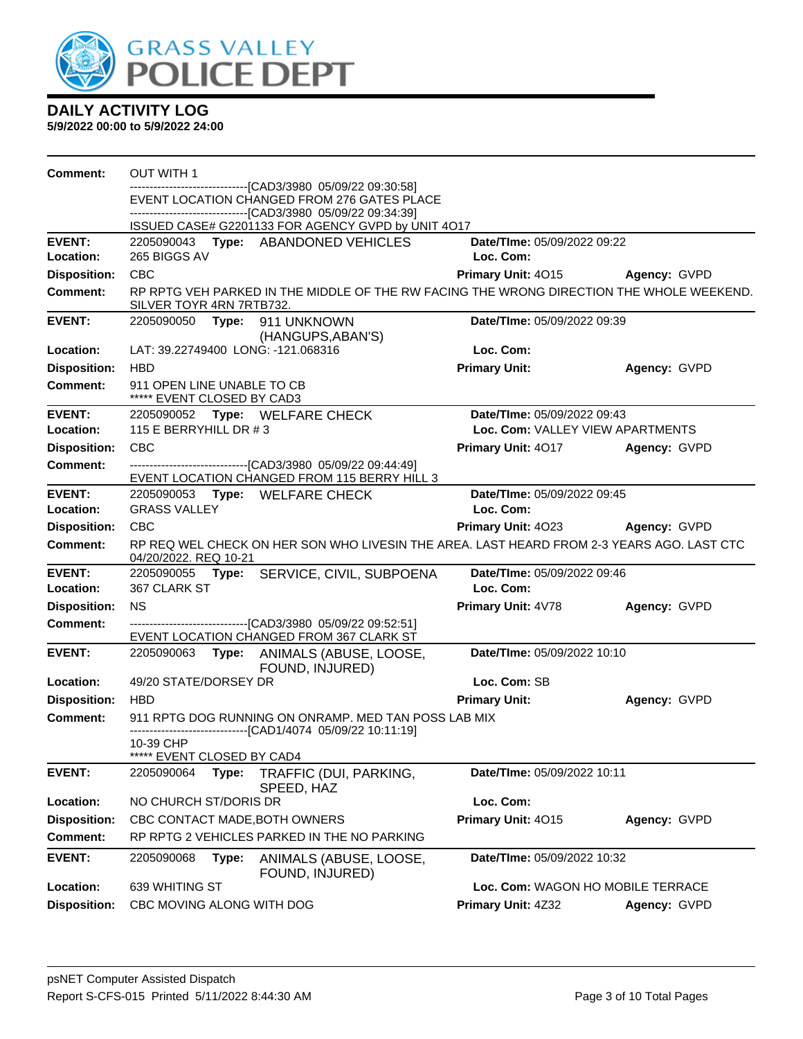# DAILY ACTIVITY LOG

**5/9/2022 00:00 to 5/9/2022 24:00**

**Comment:** OUT WITH 1
------------------------------[CAD3/3980 05/09/22 09:30:58]
EVENT LOCATION CHANGED FROM 276 GATES PLACE
------------------------------[CAD3/3980 05/09/22 09:34:39]
ISSUED CASE# G2201133 FOR AGENCY GVPD by UNIT 4O17

---

**EVENT:** 2205090043 **Type:** ABANDONED VEHICLES **Date/TIme:** 05/09/2022 09:22
**Location:** 265 BIGGS AV **Loc. Com:**
**Disposition:** CBC **Primary Unit:** 4O15 **Agency:** GVPD
**Comment:** RP RPTG VEH PARKED IN THE MIDDLE OF THE RW FACING THE WRONG DIRECTION THE WHOLE WEEKEND. SILVER TOYR 4RN 7RTB732.

---

**EVENT:** 2205090050 **Type:** 911 UNKNOWN (HANGUPS,ABAN'S) **Date/TIme:** 05/09/2022 09:39
**Location:** LAT: 39.22749400 LONG: -121.068316 **Loc. Com:**
**Disposition:** HBD **Primary Unit:** **Agency:** GVPD
**Comment:** 911 OPEN LINE UNABLE TO CB
***** EVENT CLOSED BY CAD3

---

**EVENT:** 2205090052 **Type:** WELFARE CHECK **Date/TIme:** 05/09/2022 09:43
**Location:** 115 E BERRYHILL DR # 3 **Loc. Com:** VALLEY VIEW APARTMENTS
**Disposition:** CBC **Primary Unit:** 4O17 **Agency:** GVPD
**Comment:** ------------------------------[CAD3/3980 05/09/22 09:44:49]
EVENT LOCATION CHANGED FROM 115 BERRY HILL 3

---

**EVENT:** 2205090053 **Type:** WELFARE CHECK **Date/TIme:** 05/09/2022 09:45
**Location:** GRASS VALLEY **Loc. Com:**
**Disposition:** CBC **Primary Unit:** 4O23 **Agency:** GVPD
**Comment:** RP REQ WEL CHECK ON HER SON WHO LIVESIN THE AREA. LAST HEARD FROM 2-3 YEARS AGO. LAST CTC 04/20/2022. REQ 10-21

---

**EVENT:** 2205090055 **Type:** SERVICE, CIVIL, SUBPOENA **Date/TIme:** 05/09/2022 09:46
**Location:** 367 CLARK ST **Loc. Com:**
**Disposition:** NS **Primary Unit:** 4V78 **Agency:** GVPD
**Comment:** ------------------------------[CAD3/3980 05/09/22 09:52:51]
EVENT LOCATION CHANGED FROM 367 CLARK ST

---

**EVENT:** 2205090063 **Type:** ANIMALS (ABUSE, LOOSE, FOUND, INJURED) **Date/TIme:** 05/09/2022 10:10
**Location:** 49/20 STATE/DORSEY DR **Loc. Com:** SB
**Disposition:** HBD **Primary Unit:** **Agency:** GVPD
**Comment:** 911 RPTG DOG RUNNING ON ONRAMP. MED TAN POSS LAB MIX
------------------------------[CAD1/4074 05/09/22 10:11:19]
10-39 CHP
***** EVENT CLOSED BY CAD4

---

**EVENT:** 2205090064 **Type:** TRAFFIC (DUI, PARKING, SPEED, HAZ **Date/TIme:** 05/09/2022 10:11
**Location:** NO CHURCH ST/DORIS DR **Loc. Com:**
**Disposition:** CBC CONTACT MADE,BOTH OWNERS **Primary Unit:** 4O15 **Agency:** GVPD
**Comment:** RP RPTG 2 VEHICLES PARKED IN THE NO PARKING

---

**EVENT:** 2205090068 **Type:** ANIMALS (ABUSE, LOOSE, FOUND, INJURED) **Date/TIme:** 05/09/2022 10:32
**Location:** 639 WHITING ST **Loc. Com:** WAGON HO MOBILE TERRACE
**Disposition:** CBC MOVING ALONG WITH DOG **Primary Unit:** 4Z32 **Agency:** GVPD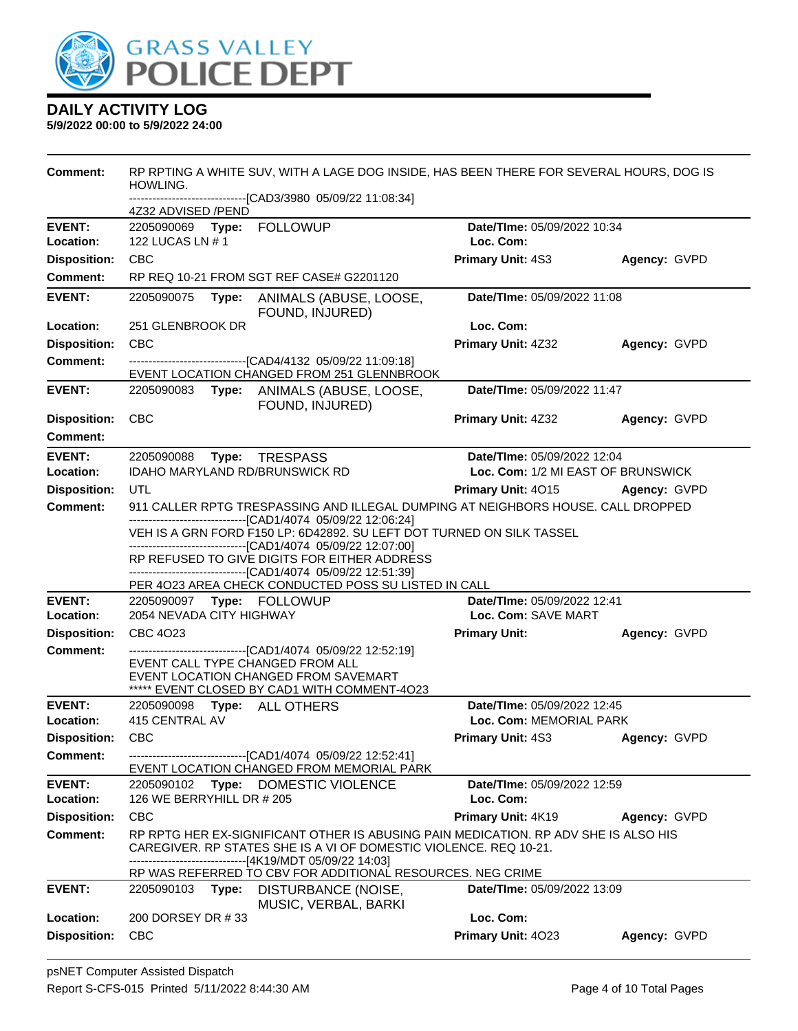# DAILY ACTIVITY LOG

**5/9/2022 00:00 to 5/9/2022 24:00**

**Comment:** RP RPTING A WHITE SUV, WITH A LAGE DOG INSIDE, HAS BEEN THERE FOR SEVERAL HOURS, DOG IS HOWLING.
------------------------------[CAD3/3980 05/09/22 11:08:34]
4Z32 ADVISED /PEND

---

**EVENT:** 2205090069 **Type:** FOLLOWUP **Date/TIme:** 05/09/2022 10:34
**Location:** 122 LUCAS LN # 1 **Loc. Com:**
**Disposition:** CBC **Primary Unit:** 4S3 **Agency:** GVPD
**Comment:** RP REQ 10-21 FROM SGT REF CASE# G2201120

---

**EVENT:** 2205090075 **Type:** ANIMALS (ABUSE, LOOSE, FOUND, INJURED) **Date/TIme:** 05/09/2022 11:08
**Location:** 251 GLENBROOK DR **Loc. Com:**
**Disposition:** CBC **Primary Unit:** 4Z32 **Agency:** GVPD
**Comment:** ------------------------------[CAD4/4132 05/09/22 11:09:18]
EVENT LOCATION CHANGED FROM 251 GLENNBROOK

---

**EVENT:** 2205090083 **Type:** ANIMALS (ABUSE, LOOSE, FOUND, INJURED) **Date/TIme:** 05/09/2022 11:47
**Disposition:** CBC **Primary Unit:** 4Z32 **Agency:** GVPD
**Comment:**

---

**EVENT:** 2205090088 **Type:** TRESPASS **Date/TIme:** 05/09/2022 12:04
**Location:** IDAHO MARYLAND RD/BRUNSWICK RD **Loc. Com:** 1/2 MI EAST OF BRUNSWICK
**Disposition:** UTL **Primary Unit:** 4O15 **Agency:** GVPD
**Comment:** 911 CALLER RPTG TRESPASSING AND ILLEGAL DUMPING AT NEIGHBORS HOUSE. CALL DROPPED
------------------------------[CAD1/4074 05/09/22 12:06:24]
VEH IS A GRN FORD F150 LP: 6D42892. SU LEFT DOT TURNED ON SILK TASSEL
------------------------------[CAD1/4074 05/09/22 12:07:00]
RP REFUSED TO GIVE DIGITS FOR EITHER ADDRESS
------------------------------[CAD1/4074 05/09/22 12:51:39]
PER 4O23 AREA CHECK CONDUCTED POSS SU LISTED IN CALL

---

**EVENT:** 2205090097 **Type:** FOLLOWUP **Date/TIme:** 05/09/2022 12:41
**Location:** 2054 NEVADA CITY HIGHWAY **Loc. Com:** SAVE MART
**Disposition:** CBC 4O23 **Primary Unit:** **Agency:** GVPD
**Comment:** ------------------------------[CAD1/4074 05/09/22 12:52:19]
EVENT CALL TYPE CHANGED FROM ALL
EVENT LOCATION CHANGED FROM SAVEMART
***** EVENT CLOSED BY CAD1 WITH COMMENT-4O23

---

**EVENT:** 2205090098 **Type:** ALL OTHERS **Date/TIme:** 05/09/2022 12:45
**Location:** 415 CENTRAL AV **Loc. Com:** MEMORIAL PARK
**Disposition:** CBC **Primary Unit:** 4S3 **Agency:** GVPD
**Comment:** ------------------------------[CAD1/4074 05/09/22 12:52:41]
EVENT LOCATION CHANGED FROM MEMORIAL PARK

---

**EVENT:** 2205090102 **Type:** DOMESTIC VIOLENCE **Date/TIme:** 05/09/2022 12:59
**Location:** 126 WE BERRYHILL DR # 205 **Loc. Com:**
**Disposition:** CBC **Primary Unit:** 4K19 **Agency:** GVPD
**Comment:** RP RPTG HER EX-SIGNIFICANT OTHER IS ABUSING PAIN MEDICATION. RP ADV SHE IS ALSO HIS CAREGIVER. RP STATES SHE IS A VI OF DOMESTIC VIOLENCE. REQ 10-21.
------------------------------[4K19/MDT 05/09/22 14:03]
RP WAS REFERRED TO CBV FOR ADDITIONAL RESOURCES. NEG CRIME

---

**EVENT:** 2205090103 **Type:** DISTURBANCE (NOISE, MUSIC, VERBAL, BARKI **Date/TIme:** 05/09/2022 13:09
**Location:** 200 DORSEY DR # 33 **Loc. Com:**
**Disposition:** CBC **Primary Unit:** 4O23 **Agency:** GVPD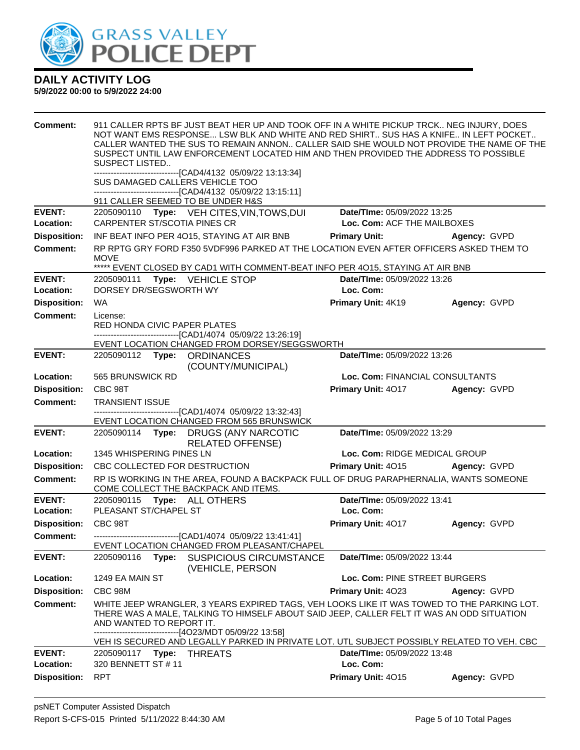# DAILY ACTIVITY LOG

**5/9/2022 00:00 to 5/9/2022 24:00**

**Comment:** 911 CALLER RPTS BF JUST BEAT HER UP AND TOOK OFF IN A WHITE PICKUP TRCK.. NEG INJURY, DOES NOT WANT EMS RESPONSE... LSW BLK AND WHITE AND RED SHIRT.. SUS HAS A KNIFE.. IN LEFT POCKET.. CALLER WANTED THE SUS TO REMAIN ANNON.. CALLER SAID SHE WOULD NOT PROVIDE THE NAME OF THE SUSPECT UNTIL LAW ENFORCEMENT LOCATED HIM AND THEN PROVIDED THE ADDRESS TO POSSIBLE SUSPECT LISTED..
------------------------------[CAD4/4132 05/09/22 13:13:34]
SUS DAMAGED CALLERS VEHICLE TOO
------------------------------[CAD4/4132 05/09/22 13:15:11]
911 CALLER SEEMED TO BE UNDER H&S

---

**EVENT:** 2205090110 **Type:** VEH CITES,VIN,TOWS,DUI **Date/TIme:** 05/09/2022 13:25
**Location:** CARPENTER ST/SCOTIA PINES CR **Loc. Com:** ACF THE MAILBOXES
**Disposition:** INF BEAT INFO PER 4O15, STAYING AT AIR BNB **Primary Unit:** **Agency:** GVPD
**Comment:** RP RPTG GRY FORD F350 5VDF996 PARKED AT THE LOCATION EVEN AFTER OFFICERS ASKED THEM TO MOVE
***** EVENT CLOSED BY CAD1 WITH COMMENT-BEAT INFO PER 4O15, STAYING AT AIR BNB

---

**EVENT:** 2205090111 **Type:** VEHICLE STOP **Date/TIme:** 05/09/2022 13:26
**Location:** DORSEY DR/SEGSWORTH WY **Loc. Com:**
**Disposition:** WA **Primary Unit:** 4K19 **Agency:** GVPD
**Comment:** License:
RED HONDA CIVIC PAPER PLATES
------------------------------[CAD1/4074 05/09/22 13:26:19]
EVENT LOCATION CHANGED FROM DORSEY/SEGGSWORTH

---

**EVENT:** 2205090112 **Type:** ORDINANCES (COUNTY/MUNICIPAL) **Date/TIme:** 05/09/2022 13:26
**Location:** 565 BRUNSWICK RD **Loc. Com:** FINANCIAL CONSULTANTS
**Disposition:** CBC 98T **Primary Unit:** 4O17 **Agency:** GVPD
**Comment:** TRANSIENT ISSUE
------------------------------[CAD1/4074 05/09/22 13:32:43]
EVENT LOCATION CHANGED FROM 565 BRUNSWICK

---

**EVENT:** 2205090114 **Type:** DRUGS (ANY NARCOTIC RELATED OFFENSE) **Date/TIme:** 05/09/2022 13:29
**Location:** 1345 WHISPERING PINES LN **Loc. Com:** RIDGE MEDICAL GROUP
**Disposition:** CBC COLLECTED FOR DESTRUCTION **Primary Unit:** 4O15 **Agency:** GVPD
**Comment:** RP IS WORKING IN THE AREA, FOUND A BACKPACK FULL OF DRUG PARAPHERNALIA, WANTS SOMEONE COME COLLECT THE BACKPACK AND ITEMS.

---

**EVENT:** 2205090115 **Type:** ALL OTHERS **Date/TIme:** 05/09/2022 13:41
**Location:** PLEASANT ST/CHAPEL ST **Loc. Com:**
**Disposition:** CBC 98T **Primary Unit:** 4O17 **Agency:** GVPD
**Comment:** ------------------------------[CAD1/4074 05/09/22 13:41:41]
EVENT LOCATION CHANGED FROM PLEASANT/CHAPEL

---

**EVENT:** 2205090116 **Type:** SUSPICIOUS CIRCUMSTANCE (VEHICLE, PERSON **Date/TIme:** 05/09/2022 13:44
**Location:** 1249 EA MAIN ST **Loc. Com:** PINE STREET BURGERS
**Disposition:** CBC 98M **Primary Unit:** 4O23 **Agency:** GVPD
**Comment:** WHITE JEEP WRANGLER, 3 YEARS EXPIRED TAGS, VEH LOOKS LIKE IT WAS TOWED TO THE PARKING LOT. THERE WAS A MALE, TALKING TO HIMSELF ABOUT SAID JEEP, CALLER FELT IT WAS AN ODD SITUATION AND WANTED TO REPORT IT.
------------------------------[4O23/MDT 05/09/22 13:58]
VEH IS SECURED AND LEGALLY PARKED IN PRIVATE LOT. UTL SUBJECT POSSIBLY RELATED TO VEH. CBC

---

**EVENT:** 2205090117 **Type:** THREATS **Date/TIme:** 05/09/2022 13:48
**Location:** 320 BENNETT ST # 11 **Loc. Com:**
**Disposition:** RPT **Primary Unit:** 4O15 **Agency:** GVPD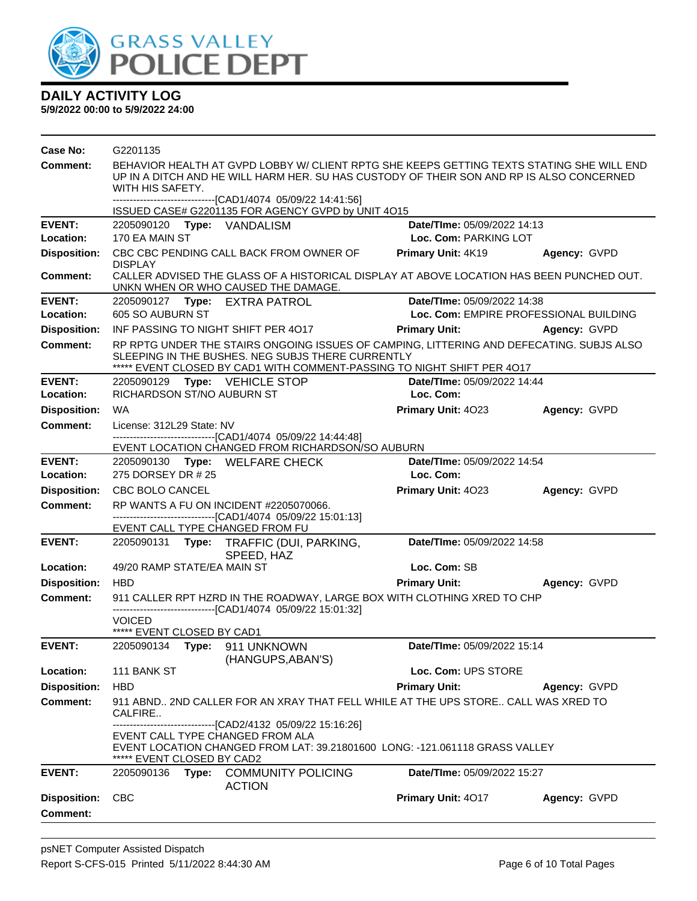# DAILY ACTIVITY LOG

**5/9/2022 00:00 to 5/9/2022 24:00**

**Case No:** G2201135

**Comment:** BEHAVIOR HEALTH AT GVPD LOBBY W/ CLIENT RPTG SHE KEEPS GETTING TEXTS STATING SHE WILL END UP IN A DITCH AND HE WILL HARM HER. SU HAS CUSTODY OF THEIR SON AND RP IS ALSO CONCERNED WITH HIS SAFETY.
------------------------------[CAD1/4074 05/09/22 14:41:56]
ISSUED CASE# G2201135 FOR AGENCY GVPD by UNIT 4O15

---

**EVENT:** 2205090120 **Type:** VANDALISM **Date/TIme:** 05/09/2022 14:13
**Location:** 170 EA MAIN ST **Loc. Com:** PARKING LOT
**Disposition:** CBC CBC PENDING CALL BACK FROM OWNER OF DISPLAY **Primary Unit:** 4K19 **Agency:** GVPD
**Comment:** CALLER ADVISED THE GLASS OF A HISTORICAL DISPLAY AT ABOVE LOCATION HAS BEEN PUNCHED OUT. UNKN WHEN OR WHO CAUSED THE DAMAGE.

---

**EVENT:** 2205090127 **Type:** EXTRA PATROL **Date/TIme:** 05/09/2022 14:38
**Location:** 605 SO AUBURN ST **Loc. Com:** EMPIRE PROFESSIONAL BUILDING
**Disposition:** INF PASSING TO NIGHT SHIFT PER 4O17 **Primary Unit:** **Agency:** GVPD
**Comment:** RP RPTG UNDER THE STAIRS ONGOING ISSUES OF CAMPING, LITTERING AND DEFECATING. SUBJS ALSO SLEEPING IN THE BUSHES. NEG SUBJS THERE CURRENTLY
***** EVENT CLOSED BY CAD1 WITH COMMENT-PASSING TO NIGHT SHIFT PER 4O17

---

**EVENT:** 2205090129 **Type:** VEHICLE STOP **Date/TIme:** 05/09/2022 14:44
**Location:** RICHARDSON ST/NO AUBURN ST **Loc. Com:**
**Disposition:** WA **Primary Unit:** 4O23 **Agency:** GVPD
**Comment:** License: 312L29 State: NV
------------------------------[CAD1/4074 05/09/22 14:44:48]
EVENT LOCATION CHANGED FROM RICHARDSON/SO AUBURN

---

**EVENT:** 2205090130 **Type:** WELFARE CHECK **Date/TIme:** 05/09/2022 14:54
**Location:** 275 DORSEY DR # 25 **Loc. Com:**
**Disposition:** CBC BOLO CANCEL **Primary Unit:** 4O23 **Agency:** GVPD
**Comment:** RP WANTS A FU ON INCIDENT #2205070066.
------------------------------[CAD1/4074 05/09/22 15:01:13]
EVENT CALL TYPE CHANGED FROM FU

---

**EVENT:** 2205090131 **Type:** TRAFFIC (DUI, PARKING, SPEED, HAZ **Date/TIme:** 05/09/2022 14:58
**Location:** 49/20 RAMP STATE/EA MAIN ST **Loc. Com:** SB
**Disposition:** HBD **Primary Unit:** **Agency:** GVPD
**Comment:** 911 CALLER RPT HZRD IN THE ROADWAY, LARGE BOX WITH CLOTHING XRED TO CHP
------------------------------[CAD1/4074 05/09/22 15:01:32]
VOICED
***** EVENT CLOSED BY CAD1

---

**EVENT:** 2205090134 **Type:** 911 UNKNOWN (HANGUPS,ABAN'S) **Date/TIme:** 05/09/2022 15:14
**Location:** 111 BANK ST **Loc. Com:** UPS STORE
**Disposition:** HBD **Primary Unit:** **Agency:** GVPD
**Comment:** 911 ABND.. 2ND CALLER FOR AN XRAY THAT FELL WHILE AT THE UPS STORE.. CALL WAS XRED TO CALFIRE..
------------------------------[CAD2/4132 05/09/22 15:16:26]
EVENT CALL TYPE CHANGED FROM ALA
EVENT LOCATION CHANGED FROM LAT: 39.21801600 LONG: -121.061118 GRASS VALLEY
***** EVENT CLOSED BY CAD2

---

**EVENT:** 2205090136 **Type:** COMMUNITY POLICING ACTION **Date/TIme:** 05/09/2022 15:27
**Disposition:** CBC **Primary Unit:** 4O17 **Agency:** GVPD
**Comment:**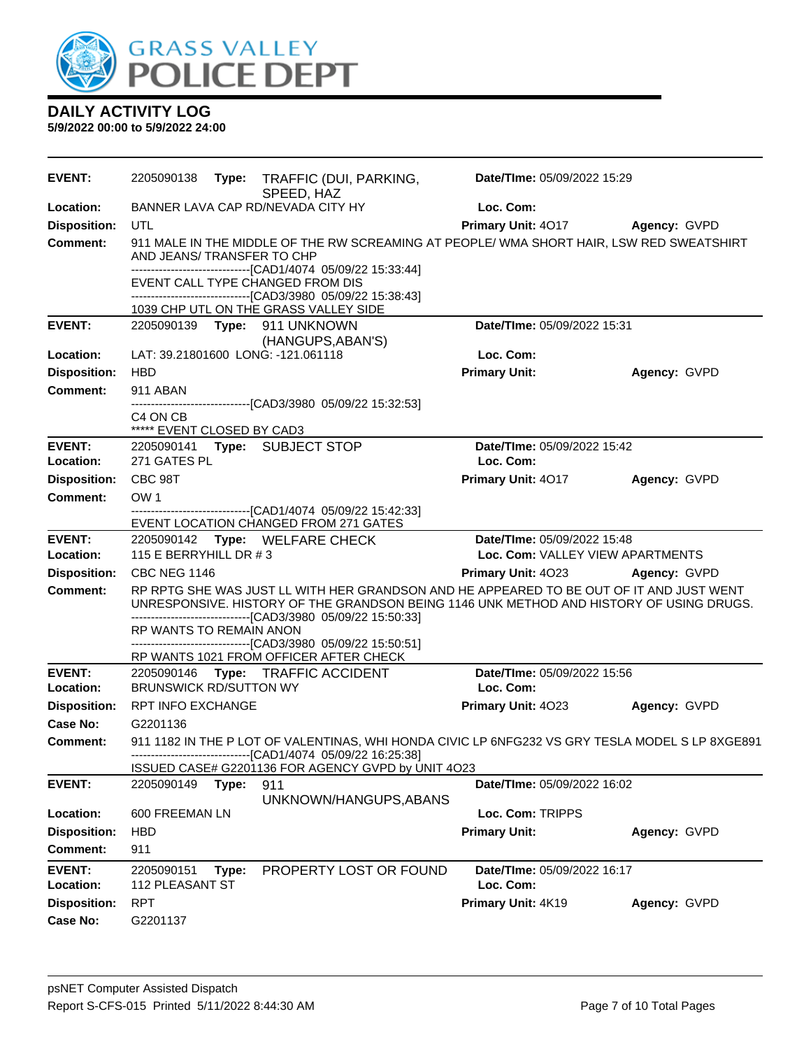# GRASS VALLEY POLICE DEPT

## DAILY ACTIVITY LOG

**5/9/2022 00:00 to 5/9/2022 24:00**

---

**EVENT:** 2205090138 **Type:** TRAFFIC (DUI, PARKING, SPEED, HAZ
**Date/TIme:** 05/09/2022 15:29
**Location:** BANNER LAVA CAP RD/NEVADA CITY HY
**Loc. Com:**
**Disposition:** UTL
**Primary Unit:** 4O17
**Agency:** GVPD
**Comment:** 911 MALE IN THE MIDDLE OF THE RW SCREAMING AT PEOPLE/ WMA SHORT HAIR, LSW RED SWEATSHIRT AND JEANS/ TRANSFER TO CHP
------------------------------[CAD1/4074 05/09/22 15:33:44]
EVENT CALL TYPE CHANGED FROM DIS
------------------------------[CAD3/3980 05/09/22 15:38:43]
1039 CHP UTL ON THE GRASS VALLEY SIDE

---

**EVENT:** 2205090139 **Type:** 911 UNKNOWN (HANGUPS,ABAN'S)
**Date/TIme:** 05/09/2022 15:31
**Location:** LAT: 39.21801600 LONG: -121.061118
**Loc. Com:**
**Disposition:** HBD
**Primary Unit:**
**Agency:** GVPD
**Comment:** 911 ABAN
------------------------------[CAD3/3980 05/09/22 15:32:53]
C4 ON CB
***** EVENT CLOSED BY CAD3

---

**EVENT:** 2205090141 **Type:** SUBJECT STOP
**Date/TIme:** 05/09/2022 15:42
**Location:** 271 GATES PL
**Loc. Com:**
**Disposition:** CBC 98T
**Primary Unit:** 4O17
**Agency:** GVPD
**Comment:** OW 1
------------------------------[CAD1/4074 05/09/22 15:42:33]
EVENT LOCATION CHANGED FROM 271 GATES

---

**EVENT:** 2205090142 **Type:** WELFARE CHECK
**Date/TIme:** 05/09/2022 15:48
**Location:** 115 E BERRYHILL DR # 3
**Loc. Com:** VALLEY VIEW APARTMENTS
**Disposition:** CBC NEG 1146
**Primary Unit:** 4O23
**Agency:** GVPD
**Comment:** RP RPTG SHE WAS JUST LL WITH HER GRANDSON AND HE APPEARED TO BE OUT OF IT AND JUST WENT UNRESPONSIVE. HISTORY OF THE GRANDSON BEING 1146 UNK METHOD AND HISTORY OF USING DRUGS.
------------------------------[CAD3/3980 05/09/22 15:50:33]
RP WANTS TO REMAIN ANON
------------------------------[CAD3/3980 05/09/22 15:50:51]
RP WANTS 1021 FROM OFFICER AFTER CHECK

---

**EVENT:** 2205090146 **Type:** TRAFFIC ACCIDENT
**Date/TIme:** 05/09/2022 15:56
**Location:** BRUNSWICK RD/SUTTON WY
**Loc. Com:**
**Disposition:** RPT INFO EXCHANGE
**Primary Unit:** 4O23
**Agency:** GVPD
**Case No:** G2201136
**Comment:** 911 1182 IN THE P LOT OF VALENTINAS, WHI HONDA CIVIC LP 6NFG232 VS GRY TESLA MODEL S LP 8XGE891
------------------------------[CAD1/4074 05/09/22 16:25:38]
ISSUED CASE# G2201136 FOR AGENCY GVPD by UNIT 4O23

---

**EVENT:** 2205090149 **Type:** 911 UNKNOWN/HANGUPS,ABANS
**Date/TIme:** 05/09/2022 16:02
**Location:** 600 FREEMAN LN
**Loc. Com:** TRIPPS
**Disposition:** HBD
**Primary Unit:**
**Agency:** GVPD
**Comment:** 911

---

**EVENT:** 2205090151 **Type:** PROPERTY LOST OR FOUND
**Date/TIme:** 05/09/2022 16:17
**Location:** 112 PLEASANT ST
**Loc. Com:**
**Disposition:** RPT
**Primary Unit:** 4K19
**Agency:** GVPD
**Case No:** G2201137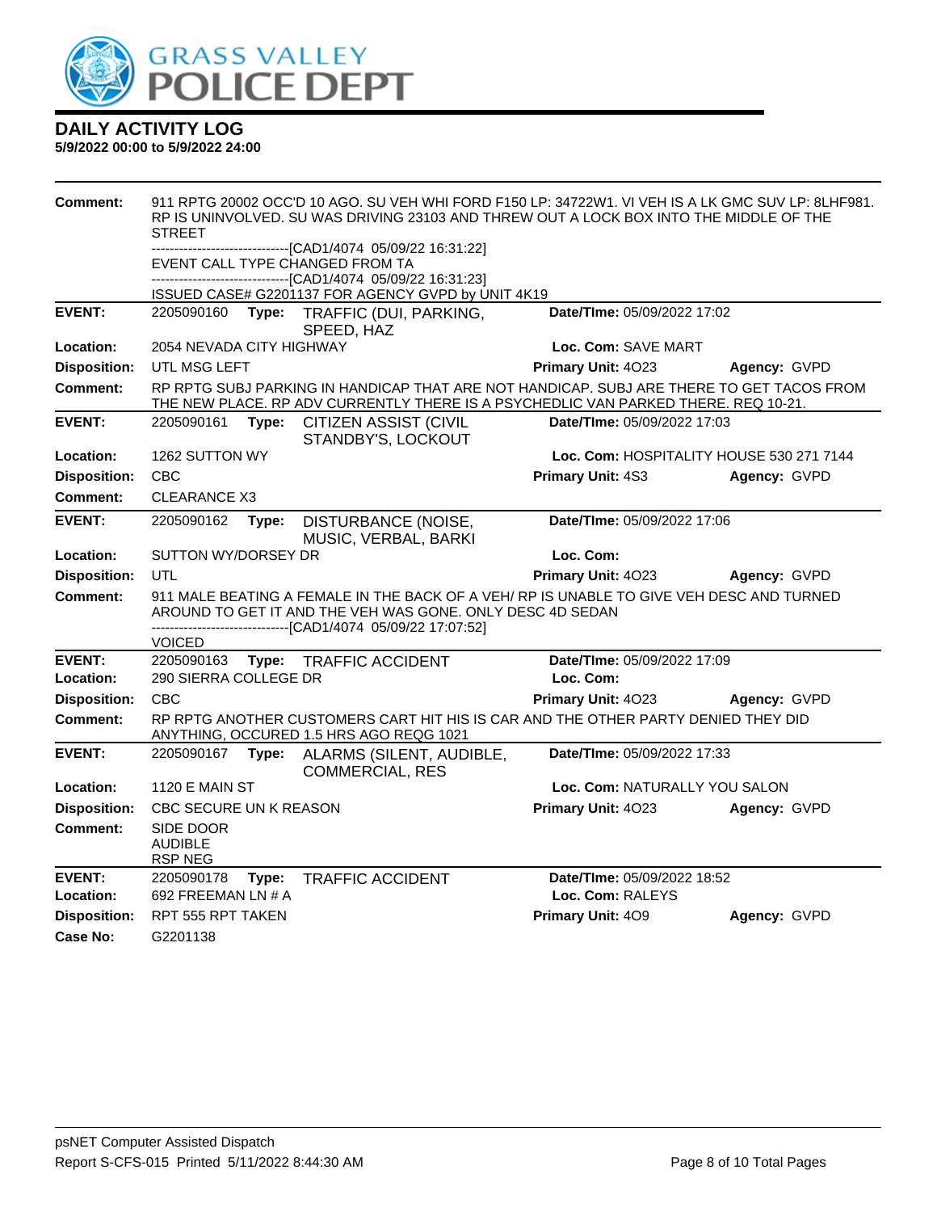# DAILY ACTIVITY LOG

**5/9/2022 00:00 to 5/9/2022 24:00**

**Comment:** 911 RPTG 20002 OCC'D 10 AGO. SU VEH WHI FORD F150 LP: 34722W1. VI VEH IS A LK GMC SUV LP: 8LHF981. RP IS UNINVOLVED. SU WAS DRIVING 23103 AND THREW OUT A LOCK BOX INTO THE MIDDLE OF THE STREET
------------------------------[CAD1/4074 05/09/22 16:31:22]
EVENT CALL TYPE CHANGED FROM TA
------------------------------[CAD1/4074 05/09/22 16:31:23]
ISSUED CASE# G2201137 FOR AGENCY GVPD by UNIT 4K19

---

**EVENT:** 2205090160 **Type:** TRAFFIC (DUI, PARKING, SPEED, HAZ | **Date/TIme:** 05/09/2022 17:02
**Location:** 2054 NEVADA CITY HIGHWAY | **Loc. Com:** SAVE MART
**Disposition:** UTL MSG LEFT | **Primary Unit:** 4O23 | **Agency:** GVPD
**Comment:** RP RPTG SUBJ PARKING IN HANDICAP THAT ARE NOT HANDICAP. SUBJ ARE THERE TO GET TACOS FROM THE NEW PLACE. RP ADV CURRENTLY THERE IS A PSYCHEDLIC VAN PARKED THERE. REQ 10-21.

---

**EVENT:** 2205090161 **Type:** CITIZEN ASSIST (CIVIL STANDBY'S, LOCKOUT | **Date/TIme:** 05/09/2022 17:03
**Location:** 1262 SUTTON WY | **Loc. Com:** HOSPITALITY HOUSE 530 271 7144
**Disposition:** CBC | **Primary Unit:** 4S3 | **Agency:** GVPD
**Comment:** CLEARANCE X3

---

**EVENT:** 2205090162 **Type:** DISTURBANCE (NOISE, MUSIC, VERBAL, BARKI | **Date/TIme:** 05/09/2022 17:06
**Location:** SUTTON WY/DORSEY DR | **Loc. Com:**
**Disposition:** UTL | **Primary Unit:** 4O23 | **Agency:** GVPD
**Comment:** 911 MALE BEATING A FEMALE IN THE BACK OF A VEH/ RP IS UNABLE TO GIVE VEH DESC AND TURNED AROUND TO GET IT AND THE VEH WAS GONE. ONLY DESC 4D SEDAN
------------------------------[CAD1/4074 05/09/22 17:07:52]
VOICED

---

**EVENT:** 2205090163 **Type:** TRAFFIC ACCIDENT | **Date/TIme:** 05/09/2022 17:09
**Location:** 290 SIERRA COLLEGE DR | **Loc. Com:**
**Disposition:** CBC | **Primary Unit:** 4O23 | **Agency:** GVPD
**Comment:** RP RPTG ANOTHER CUSTOMERS CART HIT HIS IS CAR AND THE OTHER PARTY DENIED THEY DID ANYTHING, OCCURED 1.5 HRS AGO REQG 1021

---

**EVENT:** 2205090167 **Type:** ALARMS (SILENT, AUDIBLE, COMMERCIAL, RES | **Date/TIme:** 05/09/2022 17:33
**Location:** 1120 E MAIN ST | **Loc. Com:** NATURALLY YOU SALON
**Disposition:** CBC SECURE UN K REASON | **Primary Unit:** 4O23 | **Agency:** GVPD
**Comment:** SIDE DOOR
AUDIBLE
RSP NEG

---

**EVENT:** 2205090178 **Type:** TRAFFIC ACCIDENT | **Date/TIme:** 05/09/2022 18:52
**Location:** 692 FREEMAN LN # A | **Loc. Com:** RALEYS
**Disposition:** RPT 555 RPT TAKEN | **Primary Unit:** 4O9 | **Agency:** GVPD
**Case No:** G2201138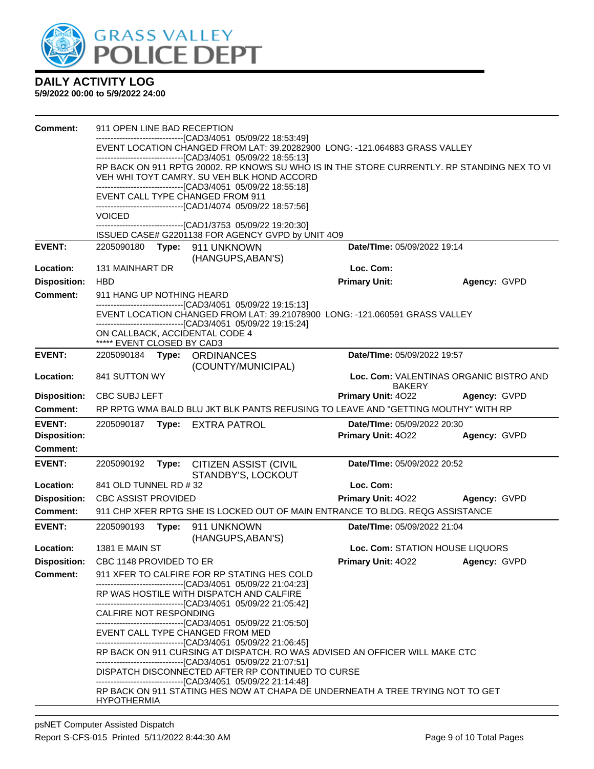# DAILY ACTIVITY LOG

**5/9/2022 00:00 to 5/9/2022 24:00**

**Comment:** 911 OPEN LINE BAD RECEPTION
------------------------------[CAD3/4051 05/09/22 18:53:49]
EVENT LOCATION CHANGED FROM LAT: 39.20282900 LONG: -121.064883 GRASS VALLEY
------------------------------[CAD3/4051 05/09/22 18:55:13]
RP BACK ON 911 RPTG 20002. RP KNOWS SU WHO IS IN THE STORE CURRENTLY. RP STANDING NEX TO VI VEH WHI TOYT CAMRY. SU VEH BLK HOND ACCORD
------------------------------[CAD3/4051 05/09/22 18:55:18]
EVENT CALL TYPE CHANGED FROM 911
------------------------------[CAD1/4074 05/09/22 18:57:56]
VOICED
------------------------------[CAD1/3753 05/09/22 19:20:30]
ISSUED CASE# G2201138 FOR AGENCY GVPD by UNIT 4O9

---

**EVENT:** 2205090180 **Type:** 911 UNKNOWN (HANGUPS,ABAN'S) **Date/TIme:** 05/09/2022 19:14
**Location:** 131 MAINHART DR **Loc. Com:**
**Disposition:** HBD **Primary Unit:** **Agency:** GVPD
**Comment:** 911 HANG UP NOTHING HEARD
------------------------------[CAD3/4051 05/09/22 19:15:13]
EVENT LOCATION CHANGED FROM LAT: 39.21078900 LONG: -121.060591 GRASS VALLEY
------------------------------[CAD3/4051 05/09/22 19:15:24]
ON CALLBACK, ACCIDENTAL CODE 4
***** EVENT CLOSED BY CAD3

---

**EVENT:** 2205090184 **Type:** ORDINANCES (COUNTY/MUNICIPAL) **Date/TIme:** 05/09/2022 19:57
**Location:** 841 SUTTON WY **Loc. Com:** VALENTINAS ORGANIC BISTRO AND BAKERY
**Disposition:** CBC SUBJ LEFT **Primary Unit:** 4O22 **Agency:** GVPD
**Comment:** RP RPTG WMA BALD BLU JKT BLK PANTS REFUSING TO LEAVE AND "GETTING MOUTHY" WITH RP

---

**EVENT:** 2205090187 **Type:** EXTRA PATROL **Date/TIme:** 05/09/2022 20:30
**Disposition:** **Primary Unit:** 4O22 **Agency:** GVPD
**Comment:**

---

**EVENT:** 2205090192 **Type:** CITIZEN ASSIST (CIVIL STANDBY'S, LOCKOUT **Date/TIme:** 05/09/2022 20:52
**Location:** 841 OLD TUNNEL RD # 32 **Loc. Com:**
**Disposition:** CBC ASSIST PROVIDED **Primary Unit:** 4O22 **Agency:** GVPD
**Comment:** 911 CHP XFER RPTG SHE IS LOCKED OUT OF MAIN ENTRANCE TO BLDG. REQG ASSISTANCE

---

**EVENT:** 2205090193 **Type:** 911 UNKNOWN (HANGUPS,ABAN'S) **Date/TIme:** 05/09/2022 21:04
**Location:** 1381 E MAIN ST **Loc. Com:** STATION HOUSE LIQUORS
**Disposition:** CBC 1148 PROVIDED TO ER **Primary Unit:** 4O22 **Agency:** GVPD
**Comment:** 911 XFER TO CALFIRE FOR RP STATING HES COLD
------------------------------[CAD3/4051 05/09/22 21:04:23]
RP WAS HOSTILE WITH DISPATCH AND CALFIRE
------------------------------[CAD3/4051 05/09/22 21:05:42]
CALFIRE NOT RESPONDING
------------------------------[CAD3/4051 05/09/22 21:05:50]
EVENT CALL TYPE CHANGED FROM MED
------------------------------[CAD3/4051 05/09/22 21:06:45]
RP BACK ON 911 CURSING AT DISPATCH. RO WAS ADVISED AN OFFICER WILL MAKE CTC
------------------------------[CAD3/4051 05/09/22 21:07:51]
DISPATCH DISCONNECTED AFTER RP CONTINUED TO CURSE
------------------------------[CAD3/4051 05/09/22 21:14:48]
RP BACK ON 911 STATING HES NOW AT CHAPA DE UNDERNEATH A TREE TRYING NOT TO GET HYPOTHERMIA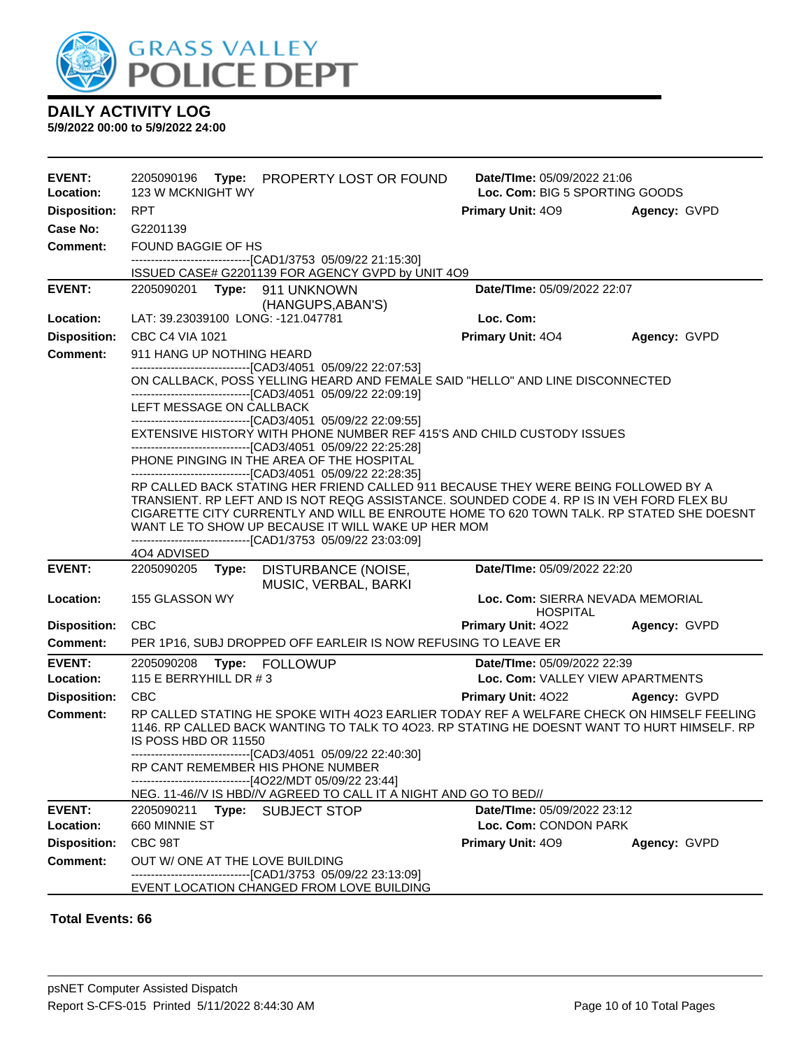**DAILY ACTIVITY LOG**
**5/9/2022 00:00 to 5/9/2022 24:00**

| | | | |
|---|---|---|---|
| **EVENT:** 2205090196 **Type:** PROPERTY LOST OR FOUND | **Date/TIme:** 05/09/2022 21:06 | | |
| **Location:** 123 W MCKNIGHT WY | **Loc. Com:** BIG 5 SPORTING GOODS | | |
| **Disposition:** RPT | **Primary Unit:** 4O9 | **Agency:** GVPD | |
| **Case No:** G2201139 | | | |

**Comment:** FOUND BAGGIE OF HS
------------------------------[CAD1/3753 05/09/22 21:15:30]
ISSUED CASE# G2201139 FOR AGENCY GVPD by UNIT 4O9

| | | | |
|---|---|---|---|
| **EVENT:** 2205090201 **Type:** 911 UNKNOWN (HANGUPS,ABAN'S) | **Date/TIme:** 05/09/2022 22:07 | | |
| **Location:** LAT: 39.23039100 LONG: -121.047781 | **Loc. Com:** | | |
| **Disposition:** CBC C4 VIA 1021 | **Primary Unit:** 4O4 | **Agency:** GVPD | |

**Comment:** 911 HANG UP NOTHING HEARD
------------------------------[CAD3/4051 05/09/22 22:07:53]
ON CALLBACK, POSS YELLING HEARD AND FEMALE SAID "HELLO" AND LINE DISCONNECTED
------------------------------[CAD3/4051 05/09/22 22:09:19]
LEFT MESSAGE ON CALLBACK
------------------------------[CAD3/4051 05/09/22 22:09:55]
EXTENSIVE HISTORY WITH PHONE NUMBER REF 415'S AND CHILD CUSTODY ISSUES
------------------------------[CAD3/4051 05/09/22 22:25:28]
PHONE PINGING IN THE AREA OF THE HOSPITAL
------------------------------[CAD3/4051 05/09/22 22:28:35]
RP CALLED BACK STATING HER FRIEND CALLED 911 BECAUSE THEY WERE BEING FOLLOWED BY A TRANSIENT. RP LEFT AND IS NOT REQG ASSISTANCE. SOUNDED CODE 4. RP IS IN VEH FORD FLEX BU CIGARETTE CITY CURRENTLY AND WILL BE ENROUTE HOME TO 620 TOWN TALK. RP STATED SHE DOESNT WANT LE TO SHOW UP BECAUSE IT WILL WAKE UP HER MOM
------------------------------[CAD1/3753 05/09/22 23:03:09]
4O4 ADVISED

| | | | |
|---|---|---|---|
| **EVENT:** 2205090205 **Type:** DISTURBANCE (NOISE, MUSIC, VERBAL, BARKI | **Date/TIme:** 05/09/2022 22:20 | | |
| **Location:** 155 GLASSON WY | **Loc. Com:** SIERRA NEVADA MEMORIAL HOSPITAL | | |
| **Disposition:** CBC | **Primary Unit:** 4O22 | **Agency:** GVPD | |

**Comment:** PER 1P16, SUBJ DROPPED OFF EARLEIR IS NOW REFUSING TO LEAVE ER

| | | | |
|---|---|---|---|
| **EVENT:** 2205090208 **Type:** FOLLOWUP | **Date/TIme:** 05/09/2022 22:39 | | |
| **Location:** 115 E BERRYHILL DR # 3 | **Loc. Com:** VALLEY VIEW APARTMENTS | | |
| **Disposition:** CBC | **Primary Unit:** 4O22 | **Agency:** GVPD | |

**Comment:** RP CALLED STATING HE SPOKE WITH 4O23 EARLIER TODAY REF A WELFARE CHECK ON HIMSELF FEELING 1146. RP CALLED BACK WANTING TO TALK TO 4O23. RP STATING HE DOESNT WANT TO HURT HIMSELF. RP IS POSS HBD OR 11550
------------------------------[CAD3/4051 05/09/22 22:40:30]
RP CANT REMEMBER HIS PHONE NUMBER
------------------------------[4O22/MDT 05/09/22 23:44]
NEG. 11-46//V IS HBD//V AGREED TO CALL IT A NIGHT AND GO TO BED//

| | | | |
|---|---|---|---|
| **EVENT:** 2205090211 **Type:** SUBJECT STOP | **Date/TIme:** 05/09/2022 23:12 | | |
| **Location:** 660 MINNIE ST | **Loc. Com:** CONDON PARK | | |
| **Disposition:** CBC 98T | **Primary Unit:** 4O9 | **Agency:** GVPD | |

**Comment:** OUT W/ ONE AT THE LOVE BUILDING
------------------------------[CAD1/3753 05/09/22 23:13:09]
EVENT LOCATION CHANGED FROM LOVE BUILDING

**Total Events: 66**

psNET Computer Assisted Dispatch
Report S-CFS-015 Printed 5/11/2022 8:44:30 AM